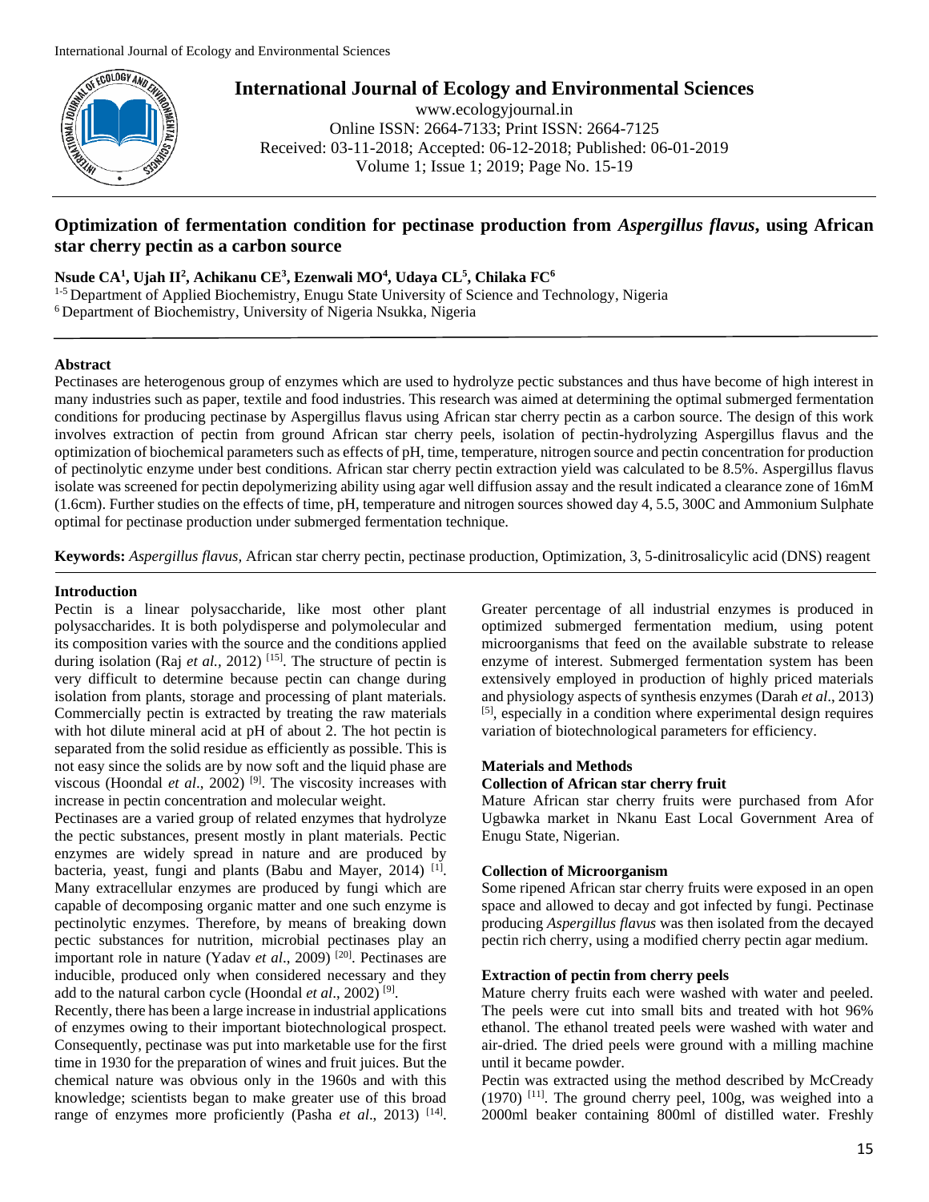# International Journal of Ecology and Environmental Sciences

www.ecologyjournal.in
Online ISSN: 2664-7133; Print ISSN: 2664-7125
Received: 03-11-2018; Accepted: 06-12-2018; Published: 06-01-2019

## Optimization of fermentation condition for pectinase production from *Aspergillus flavus*, using African star cherry pectin as a carbon source

**Nsude CA[1], Ujah II[2], Achikanu CE[3], Ezenwali MO[4], Udaya CL[5], Chilaka FC[6]**

[1-5] Department of Applied Biochemistry, Enugu State University of Science and Technology, Nigeria
[6] Department of Biochemistry, University of Nigeria Nsukka, Nigeria

### Abstract

Pectinases are heterogenous group of enzymes which are used to hydrolyze pectic substances and thus have become of high interest in many industries such as paper, textile and food industries. This research was aimed at determining the optimal submerged fermentation conditions for producing pectinase by Aspergillus flavus using African star cherry pectin as a carbon source. The design of this work involves extraction of pectin from ground African star cherry peels, isolation of pectin-hydrolyzing Aspergillus flavus and the optimization of biochemical parameters such as effects of pH, time, temperature, nitrogen source and pectin concentration for production of pectinolytic enzyme under best conditions. African star cherry pectin extraction yield was calculated to be 8.5%. Aspergillus flavus isolate was screened for pectin depolymerizing ability using agar well diffusion assay and the result indicated a clearance zone of 16mM (1.6cm). Further studies on the effects of time, pH, temperature and nitrogen sources showed day 4, 5.5, 300C and Ammonium Sulphate optimal for pectinase production under submerged fermentation technique.

**Keywords:** *Aspergillus flavus,* African star cherry pectin, pectinase production, Optimization, 3, 5-dinitrosalicylic acid (DNS) reagent

### Introduction

Pectin is a linear polysaccharide, like most other plant polysaccharides. It is both polydisperse and polymolecular and its composition varies with the source and the conditions applied during isolation (Raj *et al.,* 2012) [15]. The structure of pectin is very difficult to determine because pectin can change during isolation from plants, storage and processing of plant materials. Commercially pectin is extracted by treating the raw materials with hot dilute mineral acid at pH of about 2. The hot pectin is separated from the solid residue as efficiently as possible. This is not easy since the solids are by now soft and the liquid phase are viscous (Hoondal *et al*., 2002) [9]. The viscosity increases with increase in pectin concentration and molecular weight.

Pectinases are a varied group of related enzymes that hydrolyze the pectic substances, present mostly in plant materials. Pectic enzymes are widely spread in nature and are produced by bacteria, yeast, fungi and plants (Babu and Mayer, 2014) [1]. Many extracellular enzymes are produced by fungi which are capable of decomposing organic matter and one such enzyme is pectinolytic enzymes. Therefore, by means of breaking down pectic substances for nutrition, microbial pectinases play an important role in nature (Yadav *et al*., 2009) [20]. Pectinases are inducible, produced only when considered necessary and they add to the natural carbon cycle (Hoondal *et al*., 2002) [9].

Recently, there has been a large increase in industrial applications of enzymes owing to their important biotechnological prospect. Consequently, pectinase was put into marketable use for the first time in 1930 for the preparation of wines and fruit juices. But the chemical nature was obvious only in the 1960s and with this knowledge; scientists began to make greater use of this broad range of enzymes more proficiently (Pasha *et al*., 2013) [14]. Greater percentage of all industrial enzymes is produced in optimized submerged fermentation medium, using potent microorganisms that feed on the available substrate to release enzyme of interest. Submerged fermentation system has been extensively employed in production of highly priced materials and physiology aspects of synthesis enzymes (Darah *et al*., 2013) [5], especially in a condition where experimental design requires variation of biotechnological parameters for efficiency.

### Materials and Methods

#### Collection of African star cherry fruit

Mature African star cherry fruits were purchased from Afor Ugbawka market in Nkanu East Local Government Area of Enugu State, Nigerian.

#### Collection of Microorganism

Some ripened African star cherry fruits were exposed in an open space and allowed to decay and got infected by fungi. Pectinase producing *Aspergillus flavus* was then isolated from the decayed pectin rich cherry, using a modified cherry pectin agar medium.

#### Extraction of pectin from cherry peels

Mature cherry fruits each were washed with water and peeled. The peels were cut into small bits and treated with hot 96% ethanol. The ethanol treated peels were washed with water and air-dried. The dried peels were ground with a milling machine until it became powder.

Pectin was extracted using the method described by McCready (1970) [11]. The ground cherry peel, 100g, was weighed into a 2000ml beaker containing 800ml of distilled water. Freshly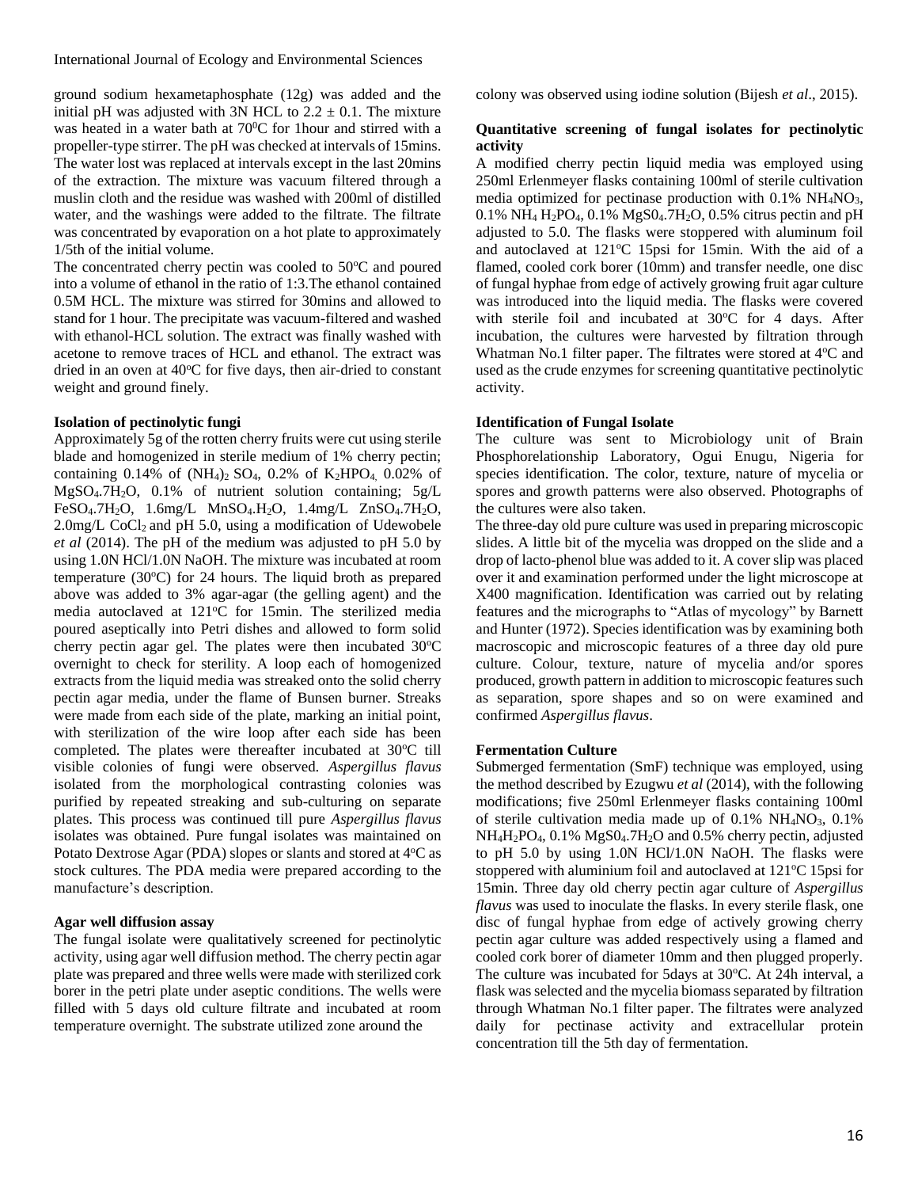ground sodium hexametaphosphate (12g) was added and the initial pH was adjusted with 3N HCL to 2.2 ± 0.1. The mixture was heated in a water bath at 70$^0$C for 1hour and stirred with a propeller-type stirrer. The pH was checked at intervals of 15mins. The water lost was replaced at intervals except in the last 20mins of the extraction. The mixture was vacuum filtered through a muslin cloth and the residue was washed with 200ml of distilled water, and the washings were added to the filtrate. The filtrate was concentrated by evaporation on a hot plate to approximately 1/5th of the initial volume.

The concentrated cherry pectin was cooled to 50$^o$C and poured into a volume of ethanol in the ratio of 1:3.The ethanol contained 0.5M HCL. The mixture was stirred for 30mins and allowed to stand for 1 hour. The precipitate was vacuum-filtered and washed with ethanol-HCL solution. The extract was finally washed with acetone to remove traces of HCL and ethanol. The extract was dried in an oven at 40$^o$C for five days, then air-dried to constant weight and ground finely.

**Isolation of pectinolytic fungi**

Approximately 5g of the rotten cherry fruits were cut using sterile blade and homogenized in sterile medium of 1% cherry pectin; containing 0.14% of $(NH_4)_2SO_4$, 0.2% of $K_2HPO_4$, 0.02% of $MgSO_4.7H_2O$, 0.1% of nutrient solution containing; 5g/L $FeSO_4.7H_2O$, 1.6mg/L $MnSO_4.H_2O$, 1.4mg/L $ZnSO_4.7H_2O$, 2.0mg/L $CoCl_2$ and pH 5.0, using a modification of Udewobele *et al* (2014). The pH of the medium was adjusted to pH 5.0 by using 1.0N HCl/1.0N NaOH. The mixture was incubated at room temperature (30$^o$C) for 24 hours. The liquid broth as prepared above was added to 3% agar-agar (the gelling agent) and the media autoclaved at 121$^o$C for 15min. The sterilized media poured aseptically into Petri dishes and allowed to form solid cherry pectin agar gel. The plates were then incubated 30$^o$C overnight to check for sterility. A loop each of homogenized extracts from the liquid media was streaked onto the solid cherry pectin agar media, under the flame of Bunsen burner. Streaks were made from each side of the plate, marking an initial point, with sterilization of the wire loop after each side has been completed. The plates were thereafter incubated at 30$^o$C till visible colonies of fungi were observed. *Aspergillus flavus* isolated from the morphological contrasting colonies was purified by repeated streaking and sub-culturing on separate plates. This process was continued till pure *Aspergillus flavus* isolates was obtained. Pure fungal isolates was maintained on Potato Dextrose Agar (PDA) slopes or slants and stored at 4$^o$C as stock cultures. The PDA media were prepared according to the manufacture's description.

**Agar well diffusion assay**

The fungal isolate were qualitatively screened for pectinolytic activity, using agar well diffusion method. The cherry pectin agar plate was prepared and three wells were made with sterilized cork borer in the petri plate under aseptic conditions. The wells were filled with 5 days old culture filtrate and incubated at room temperature overnight. The substrate utilized zone around the colony was observed using iodine solution (Bijesh *et al*., 2015).

**Quantitative screening of fungal isolates for pectinolytic activity**

A modified cherry pectin liquid media was employed using 250ml Erlenmeyer flasks containing 100ml of sterile cultivation media optimized for pectinase production with 0.1% $NH_4NO_3$, 0.1% $NH_4H_2PO_4$, 0.1% $MgS0_4.7H_2O$, 0.5% citrus pectin and pH adjusted to 5.0. The flasks were stoppered with aluminum foil and autoclaved at 121$^o$C 15psi for 15min. With the aid of a flamed, cooled cork borer (10mm) and transfer needle, one disc of fungal hyphae from edge of actively growing fruit agar culture was introduced into the liquid media. The flasks were covered with sterile foil and incubated at 30$^o$C for 4 days. After incubation, the cultures were harvested by filtration through Whatman No.1 filter paper. The filtrates were stored at 4$^o$C and used as the crude enzymes for screening quantitative pectinolytic activity.

**Identification of Fungal Isolate**

The culture was sent to Microbiology unit of Brain Phosphorelationship Laboratory, Ogui Enugu, Nigeria for species identification. The color, texture, nature of mycelia or spores and growth patterns were also observed. Photographs of the cultures were also taken.

The three-day old pure culture was used in preparing microscopic slides. A little bit of the mycelia was dropped on the slide and a drop of lacto-phenol blue was added to it. A cover slip was placed over it and examination performed under the light microscope at X400 magnification. Identification was carried out by relating features and the micrographs to "Atlas of mycology" by Barnett and Hunter (1972). Species identification was by examining both macroscopic and microscopic features of a three day old pure culture. Colour, texture, nature of mycelia and/or spores produced, growth pattern in addition to microscopic features such as separation, spore shapes and so on were examined and confirmed *Aspergillus flavus*.

**Fermentation Culture**

Submerged fermentation (SmF) technique was employed, using the method described by Ezugwu *et al* (2014), with the following modifications; five 250ml Erlenmeyer flasks containing 100ml of sterile cultivation media made up of 0.1% $NH_4NO_3$, 0.1% $NH_4H_2PO_4$, 0.1% $MgS0_4.7H_2O$ and 0.5% cherry pectin, adjusted to pH 5.0 by using 1.0N HCl/1.0N NaOH. The flasks were stoppered with aluminium foil and autoclaved at 121$^o$C 15psi for 15min. Three day old cherry pectin agar culture of *Aspergillus flavus* was used to inoculate the flasks. In every sterile flask, one disc of fungal hyphae from edge of actively growing cherry pectin agar culture was added respectively using a flamed and cooled cork borer of diameter 10mm and then plugged properly. The culture was incubated for 5days at 30$^o$C. At 24h interval, a flask was selected and the mycelia biomass separated by filtration through Whatman No.1 filter paper. The filtrates were analyzed daily for pectinase activity and extracellular protein concentration till the 5th day of fermentation.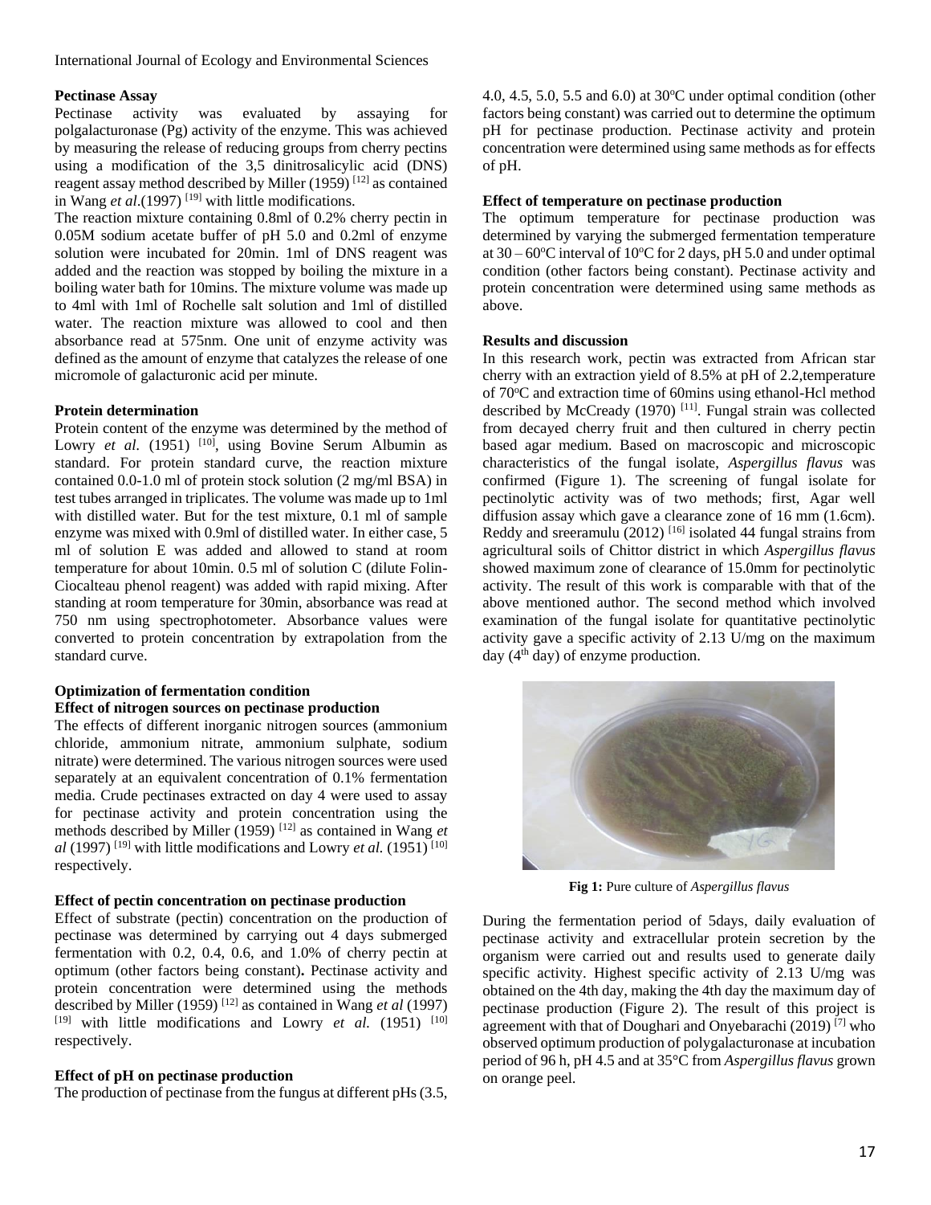**Pectinase Assay**

Pectinase activity was evaluated by assaying for polgalacturonase (Pg) activity of the enzyme. This was achieved by measuring the release of reducing groups from cherry pectins using a modification of the 3,5 dinitrosalicylic acid (DNS) reagent assay method described by Miller (1959) [12] as contained in Wang *et al*.(1997) [19] with little modifications.

The reaction mixture containing 0.8ml of 0.2% cherry pectin in 0.05M sodium acetate buffer of pH 5.0 and 0.2ml of enzyme solution were incubated for 20min. 1ml of DNS reagent was added and the reaction was stopped by boiling the mixture in a boiling water bath for 10mins. The mixture volume was made up to 4ml with 1ml of Rochelle salt solution and 1ml of distilled water. The reaction mixture was allowed to cool and then absorbance read at 575nm. One unit of enzyme activity was defined as the amount of enzyme that catalyzes the release of one micromole of galacturonic acid per minute.

**Protein determination**

Protein content of the enzyme was determined by the method of Lowry *et al*. (1951) [10], using Bovine Serum Albumin as standard. For protein standard curve, the reaction mixture contained 0.0-1.0 ml of protein stock solution (2 mg/ml BSA) in test tubes arranged in triplicates. The volume was made up to 1ml with distilled water. But for the test mixture, 0.1 ml of sample enzyme was mixed with 0.9ml of distilled water. In either case, 5 ml of solution E was added and allowed to stand at room temperature for about 10min. 0.5 ml of solution C (dilute Folin-Ciocalteau phenol reagent) was added with rapid mixing. After standing at room temperature for 30min, absorbance was read at 750 nm using spectrophotometer. Absorbance values were converted to protein concentration by extrapolation from the standard curve.

**Optimization of fermentation condition**

**Effect of nitrogen sources on pectinase production**

The effects of different inorganic nitrogen sources (ammonium chloride, ammonium nitrate, ammonium sulphate, sodium nitrate) were determined. The various nitrogen sources were used separately at an equivalent concentration of 0.1% fermentation media. Crude pectinases extracted on day 4 were used to assay for pectinase activity and protein concentration using the methods described by Miller (1959) [12] as contained in Wang *et al* (1997) [19] with little modifications and Lowry *et al.* (1951) [10] respectively.

**Effect of pectin concentration on pectinase production**

Effect of substrate (pectin) concentration on the production of pectinase was determined by carrying out 4 days submerged fermentation with 0.2, 0.4, 0.6, and 1.0% of cherry pectin at optimum (other factors being constant)**.** Pectinase activity and protein concentration were determined using the methods described by Miller (1959) [12] as contained in Wang *et al* (1997) [19] with little modifications and Lowry *et al.* (1951) [10] respectively.

**Effect of pH on pectinase production**

The production of pectinase from the fungus at different pHs (3.5, 4.0, 4.5, 5.0, 5.5 and 6.0) at 30$^o$C under optimal condition (other factors being constant) was carried out to determine the optimum pH for pectinase production. Pectinase activity and protein concentration were determined using same methods as for effects of pH.

**Effect of temperature on pectinase production**

The optimum temperature for pectinase production was determined by varying the submerged fermentation temperature at 30 – 60$^o$C interval of 10$^o$C for 2 days, pH 5.0 and under optimal condition (other factors being constant). Pectinase activity and protein concentration were determined using same methods as above.

**Results and discussion**

In this research work, pectin was extracted from African star cherry with an extraction yield of 8.5% at pH of 2.2,temperature of 70$^o$C and extraction time of 60mins using ethanol-Hcl method described by McCready (1970) [11]. Fungal strain was collected from decayed cherry fruit and then cultured in cherry pectin based agar medium. Based on macroscopic and microscopic characteristics of the fungal isolate, *Aspergillus flavus* was confirmed (Figure 1). The screening of fungal isolate for pectinolytic activity was of two methods; first, Agar well diffusion assay which gave a clearance zone of 16 mm (1.6cm). Reddy and sreeramulu (2012) [16] isolated 44 fungal strains from agricultural soils of Chittor district in which *Aspergillus flavus* showed maximum zone of clearance of 15.0mm for pectinolytic activity. The result of this work is comparable with that of the above mentioned author. The second method which involved examination of the fungal isolate for quantitative pectinolytic activity gave a specific activity of 2.13 U/mg on the maximum day (4$^{th}$ day) of enzyme production.

**Fig 1:** Pure culture of *Aspergillus flavus*

During the fermentation period of 5days, daily evaluation of pectinase activity and extracellular protein secretion by the organism were carried out and results used to generate daily specific activity. Highest specific activity of 2.13 U/mg was obtained on the 4th day, making the 4th day the maximum day of pectinase production (Figure 2). The result of this project is agreement with that of Doughari and Onyebarachi (2019) [7] who observed optimum production of polygalacturonase at incubation period of 96 h, pH 4.5 and at 35°C from *Aspergillus flavus* grown on orange peel.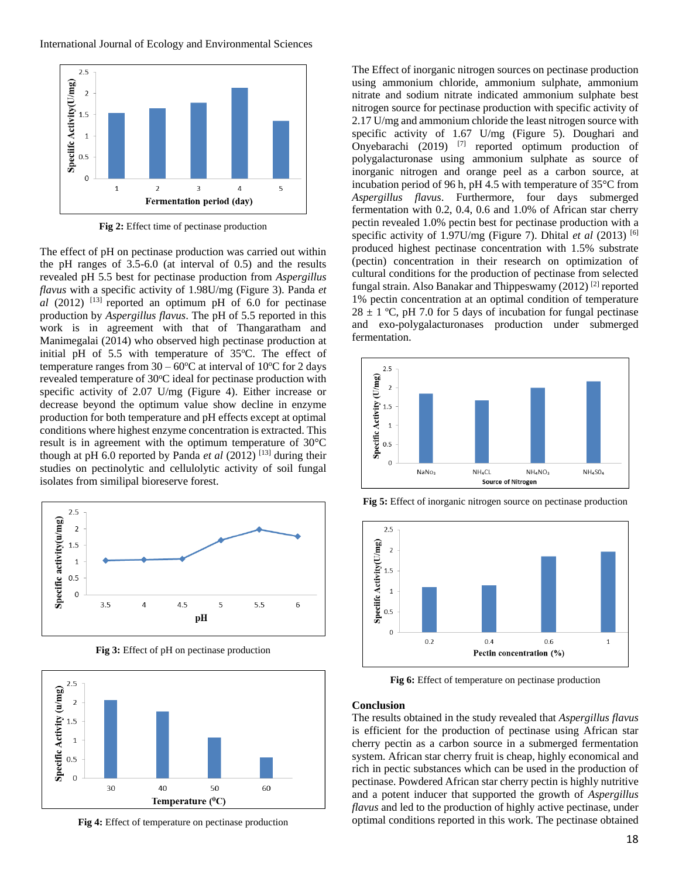Fig 2: Effect time of pectinase production

The effect of pH on pectinase production was carried out within the pH ranges of 3.5-6.0 (at interval of 0.5) and the results revealed pH 5.5 best for pectinase production from *Aspergillus flavus* with a specific activity of 1.98U/mg (Figure 3). Panda *et al* (2012) [13] reported an optimum pH of 6.0 for pectinase production by *Aspergillus flavus*. The pH of 5.5 reported in this work is in agreement with that of Thangaratham and Manimegalai (2014) who observed high pectinase production at initial pH of 5.5 with temperature of 35ºC. The effect of temperature ranges from 30 – 60ºC at interval of 10ºC for 2 days revealed temperature of 30ºC ideal for pectinase production with specific activity of 2.07 U/mg (Figure 4). Either increase or decrease beyond the optimum value show decline in enzyme production for both temperature and pH effects except at optimal conditions where highest enzyme concentration is extracted. This result is in agreement with the optimum temperature of 30°C though at pH 6.0 reported by Panda *et al* (2012) [13] during their studies on pectinolytic and cellulolytic activity of soil fungal isolates from similipal bioreserve forest.

Fig 3: Effect of pH on pectinase production

Fig 4: Effect of temperature on pectinase production

The Effect of inorganic nitrogen sources on pectinase production using ammonium chloride, ammonium sulphate, ammonium nitrate and sodium nitrate indicated ammonium sulphate best nitrogen source for pectinase production with specific activity of 2.17 U/mg and ammonium chloride the least nitrogen source with specific activity of 1.67 U/mg (Figure 5). Doughari and Onyebarachi (2019) [7] reported optimum production of polygalacturonase using ammonium sulphate as source of inorganic nitrogen and orange peel as a carbon source, at incubation period of 96 h, pH 4.5 with temperature of 35°C from *Aspergillus flavus*. Furthermore, four days submerged fermentation with 0.2, 0.4, 0.6 and 1.0% of African star cherry pectin revealed 1.0% pectin best for pectinase production with a specific activity of 1.97U/mg (Figure 7). Dhital *et al* (2013) [6] produced highest pectinase concentration with 1.5% substrate (pectin) concentration in their research on optimization of cultural conditions for the production of pectinase from selected fungal strain. Also Banakar and Thippeswamy (2012) [2] reported 1% pectin concentration at an optimal condition of temperature 28 ± 1 ºC, pH 7.0 for 5 days of incubation for fungal pectinase and exo-polygalacturonases production under submerged fermentation.

Fig 5: Effect of inorganic nitrogen source on pectinase production

Fig 6: Effect of temperature on pectinase production

## Conclusion

The results obtained in the study revealed that *Aspergillus flavus* is efficient for the production of pectinase using African star cherry pectin as a carbon source in a submerged fermentation system. African star cherry fruit is cheap, highly economical and rich in pectic substances which can be used in the production of pectinase. Powdered African star cherry pectin is highly nutritive and a potent inducer that supported the growth of *Aspergillus flavus* and led to the production of highly active pectinase, under optimal conditions reported in this work. The pectinase obtained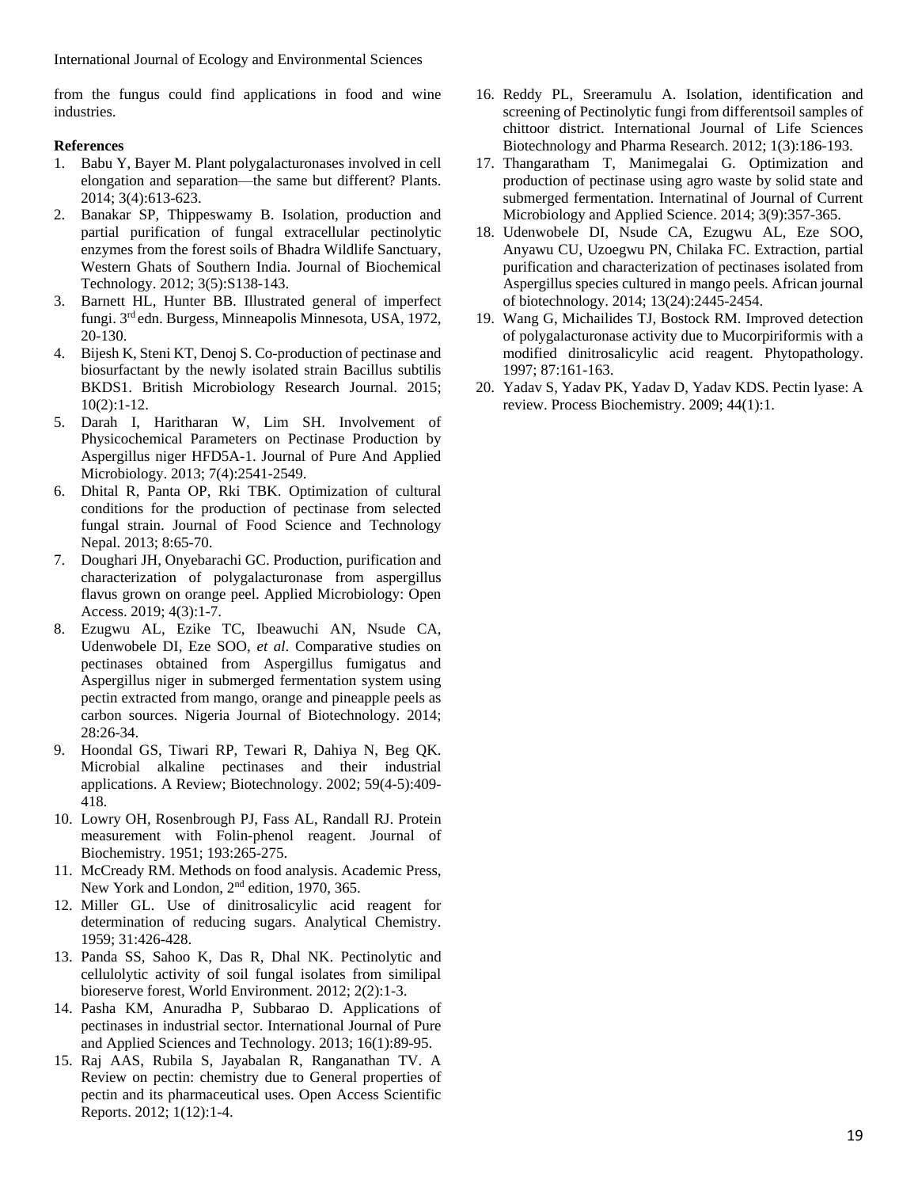from the fungus could find applications in food and wine industries.

**References**

1. Babu Y, Bayer M. Plant polygalacturonases involved in cell elongation and separation—the same but different? Plants. 2014; 3(4):613-623.
2. Banakar SP, Thippeswamy B. Isolation, production and partial purification of fungal extracellular pectinolytic enzymes from the forest soils of Bhadra Wildlife Sanctuary, Western Ghats of Southern India. Journal of Biochemical Technology. 2012; 3(5):S138-143.
3. Barnett HL, Hunter BB. Illustrated general of imperfect fungi. 3rd edn. Burgess, Minneapolis Minnesota, USA, 1972, 20-130.
4. Bijesh K, Steni KT, Denoj S. Co-production of pectinase and biosurfactant by the newly isolated strain Bacillus subtilis BKDS1. British Microbiology Research Journal. 2015; 10(2):1-12.
5. Darah I, Haritharan W, Lim SH. Involvement of Physicochemical Parameters on Pectinase Production by Aspergillus niger HFD5A-1. Journal of Pure And Applied Microbiology. 2013; 7(4):2541-2549.
6. Dhital R, Panta OP, Rki TBK. Optimization of cultural conditions for the production of pectinase from selected fungal strain. Journal of Food Science and Technology Nepal. 2013; 8:65-70.
7. Doughari JH, Onyebarachi GC. Production, purification and characterization of polygalacturonase from aspergillus flavus grown on orange peel. Applied Microbiology: Open Access. 2019; 4(3):1-7.
8. Ezugwu AL, Ezike TC, Ibeawuchi AN, Nsude CA, Udenwobele DI, Eze SOO, *et al*. Comparative studies on pectinases obtained from Aspergillus fumigatus and Aspergillus niger in submerged fermentation system using pectin extracted from mango, orange and pineapple peels as carbon sources. Nigeria Journal of Biotechnology. 2014; 28:26-34.
9. Hoondal GS, Tiwari RP, Tewari R, Dahiya N, Beg QK. Microbial alkaline pectinases and their industrial applications. A Review; Biotechnology. 2002; 59(4-5):409-418.
10. Lowry OH, Rosenbrough PJ, Fass AL, Randall RJ. Protein measurement with Folin-phenol reagent. Journal of Biochemistry. 1951; 193:265-275.
11. McCready RM. Methods on food analysis. Academic Press, New York and London, 2nd edition, 1970, 365.
12. Miller GL. Use of dinitrosalicylic acid reagent for determination of reducing sugars. Analytical Chemistry. 1959; 31:426-428.
13. Panda SS, Sahoo K, Das R, Dhal NK. Pectinolytic and cellulolytic activity of soil fungal isolates from similipal bioreserve forest, World Environment. 2012; 2(2):1-3.
14. Pasha KM, Anuradha P, Subbarao D. Applications of pectinases in industrial sector. International Journal of Pure and Applied Sciences and Technology. 2013; 16(1):89-95.
15. Raj AAS, Rubila S, Jayabalan R, Ranganathan TV. A Review on pectin: chemistry due to General properties of pectin and its pharmaceutical uses. Open Access Scientific Reports. 2012; 1(12):1-4.
16. Reddy PL, Sreeramulu A. Isolation, identification and screening of Pectinolytic fungi from differentsoil samples of chittoor district. International Journal of Life Sciences Biotechnology and Pharma Research. 2012; 1(3):186-193.
17. Thangaratham T, Manimegalai G. Optimization and production of pectinase using agro waste by solid state and submerged fermentation. Internatinal of Journal of Current Microbiology and Applied Science. 2014; 3(9):357-365.
18. Udenwobele DI, Nsude CA, Ezugwu AL, Eze SOO, Anyawu CU, Uzoegwu PN, Chilaka FC. Extraction, partial purification and characterization of pectinases isolated from Aspergillus species cultured in mango peels. African journal of biotechnology. 2014; 13(24):2445-2454.
19. Wang G, Michailides TJ, Bostock RM. Improved detection of polygalacturonase activity due to Mucorpiriformis with a modified dinitrosalicylic acid reagent. Phytopathology. 1997; 87:161-163.
20. Yadav S, Yadav PK, Yadav D, Yadav KDS. Pectin lyase: A review. Process Biochemistry. 2009; 44(1):1.